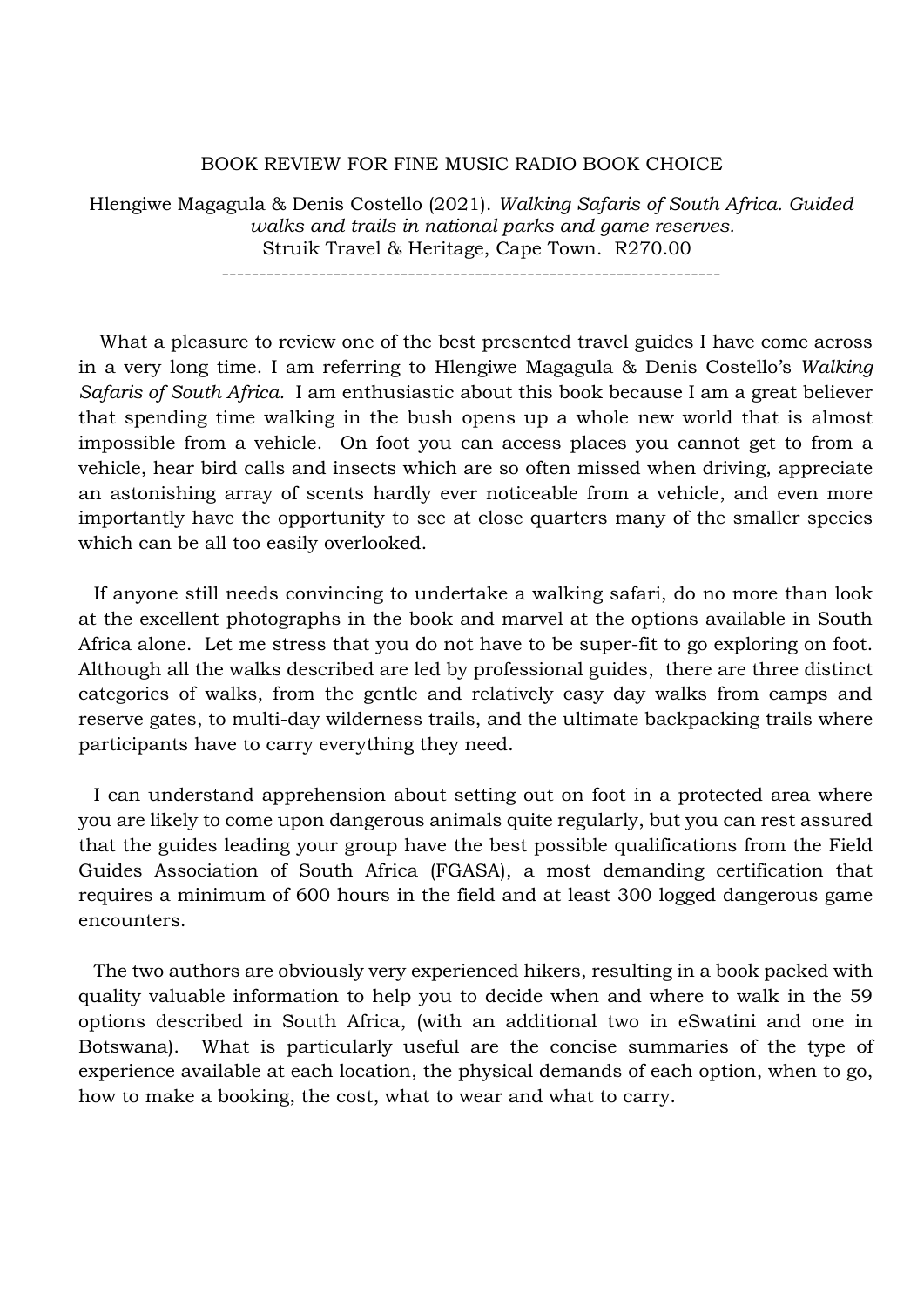# BOOK REVIEW FOR FINE MUSIC RADIO BOOK CHOICE

Hlengiwe Magagula & Denis Costello (2021). *Walking Safaris of South Africa. Guided walks and trails in national parks and game reserves.*
Struik Travel & Heritage, Cape Town. R270.00

---

What a pleasure to review one of the best presented travel guides I have come across in a very long time. I am referring to Hlengiwe Magagula & Denis Costello's *Walking Safaris of South Africa.* I am enthusiastic about this book because I am a great believer that spending time walking in the bush opens up a whole new world that is almost impossible from a vehicle. On foot you can access places you cannot get to from a vehicle, hear bird calls and insects which are so often missed when driving, appreciate an astonishing array of scents hardly ever noticeable from a vehicle, and even more importantly have the opportunity to see at close quarters many of the smaller species which can be all too easily overlooked.

If anyone still needs convincing to undertake a walking safari, do no more than look at the excellent photographs in the book and marvel at the options available in South Africa alone. Let me stress that you do not have to be super-fit to go exploring on foot. Although all the walks described are led by professional guides, there are three distinct categories of walks, from the gentle and relatively easy day walks from camps and reserve gates, to multi-day wilderness trails, and the ultimate backpacking trails where participants have to carry everything they need.

I can understand apprehension about setting out on foot in a protected area where you are likely to come upon dangerous animals quite regularly, but you can rest assured that the guides leading your group have the best possible qualifications from the Field Guides Association of South Africa (FGASA), a most demanding certification that requires a minimum of 600 hours in the field and at least 300 logged dangerous game encounters.

The two authors are obviously very experienced hikers, resulting in a book packed with quality valuable information to help you to decide when and where to walk in the 59 options described in South Africa, (with an additional two in eSwatini and one in Botswana). What is particularly useful are the concise summaries of the type of experience available at each location, the physical demands of each option, when to go, how to make a booking, the cost, what to wear and what to carry.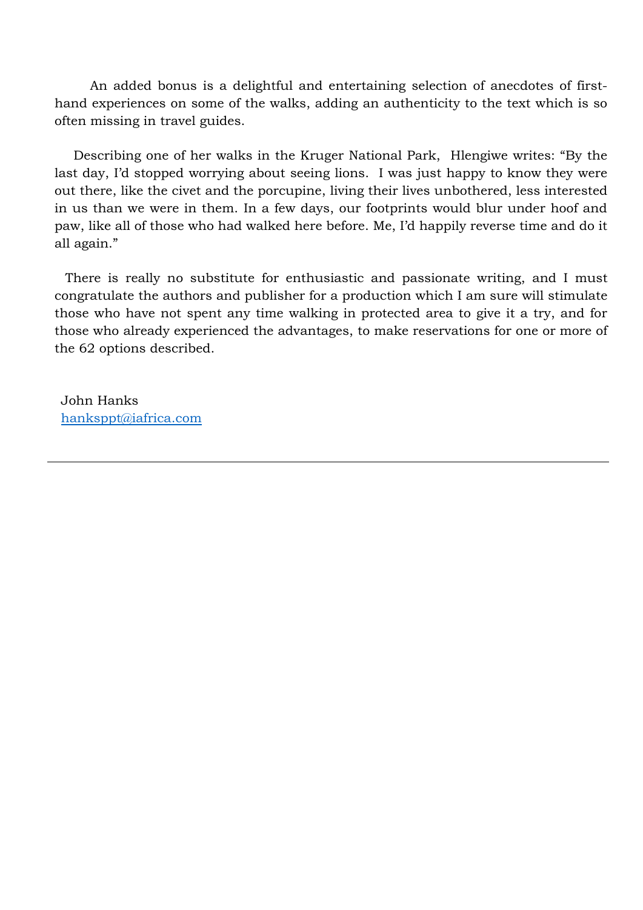An added bonus is a delightful and entertaining selection of anecdotes of first-hand experiences on some of the walks, adding an authenticity to the text which is so often missing in travel guides.

Describing one of her walks in the Kruger National Park, Hlengiwe writes: "By the last day, I'd stopped worrying about seeing lions. I was just happy to know they were out there, like the civet and the porcupine, living their lives unbothered, less interested in us than we were in them. In a few days, our footprints would blur under hoof and paw, like all of those who had walked here before. Me, I'd happily reverse time and do it all again."

There is really no substitute for enthusiastic and passionate writing, and I must congratulate the authors and publisher for a production which I am sure will stimulate those who have not spent any time walking in protected area to give it a try, and for those who already experienced the advantages, to make reservations for one or more of the 62 options described.

John Hanks
hanksppt@iafrica.com

---